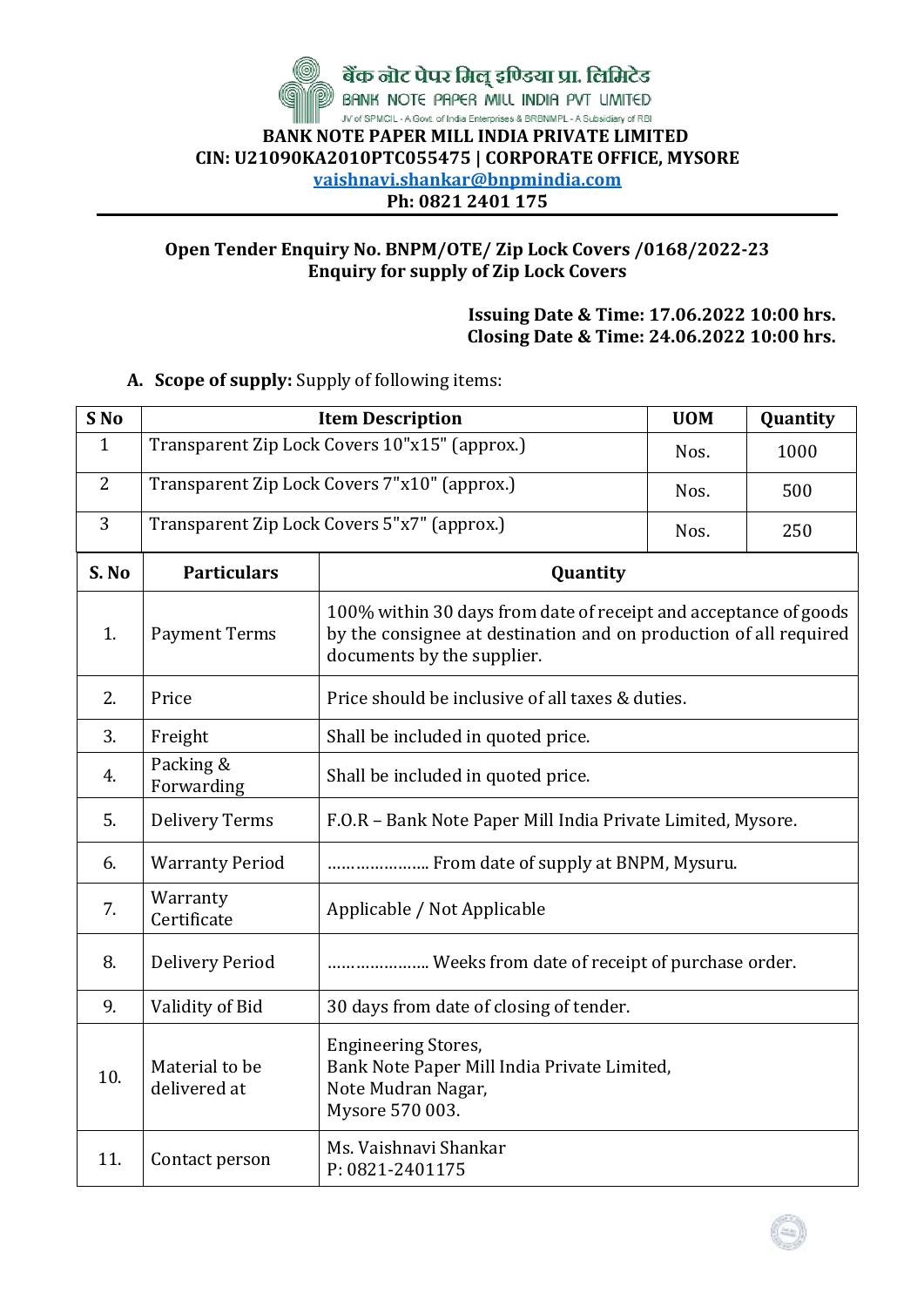# बैंक नोट पेपर मिल इण्डिया प्रा. लिमिटेड

BANK NOTE PAPER MILL INDIA PVT LIMITED

JV of SPMCIL - A Govt. of India Enterprises & BRBNMPL - A Subsidiary of RBI

**BANK NOTE PAPER MILL INDIA PRIVATE LIMITED**
**CIN: U21090KA2010PTC055475 | CORPORATE OFFICE, MYSORE**
**vaishnavi.shankar@bnpmindia.com**
**Ph: 0821 2401 175**

---

**Open Tender Enquiry No. BNPM/OTE/ Zip Lock Covers /0168/2022-23**
**Enquiry for supply of Zip Lock Covers**

**Issuing Date & Time: 17.06.2022 10:00 hrs.**
**Closing Date & Time: 24.06.2022 10:00 hrs.**

**A. Scope of supply:** Supply of following items:

| S No | Item Description | UOM | Quantity |
|---|---|---|---|
| 1 | Transparent Zip Lock Covers 10"x15" (approx.) | Nos. | 1000 |
| 2 | Transparent Zip Lock Covers 7"x10" (approx.) | Nos. | 500 |
| 3 | Transparent Zip Lock Covers 5"x7" (approx.) | Nos. | 250 |

| S. No | Particulars | Quantity |
|---|---|---|
| 1. | Payment Terms | 100% within 30 days from date of receipt and acceptance of goods by the consignee at destination and on production of all required documents by the supplier. |
| 2. | Price | Price should be inclusive of all taxes & duties. |
| 3. | Freight | Shall be included in quoted price. |
| 4. | Packing & Forwarding | Shall be included in quoted price. |
| 5. | Delivery Terms | F.O.R – Bank Note Paper Mill India Private Limited, Mysore. |
| 6. | Warranty Period | ………………… From date of supply at BNPM, Mysuru. |
| 7. | Warranty Certificate | Applicable / Not Applicable |
| 8. | Delivery Period | ………………… Weeks from date of receipt of purchase order. |
| 9. | Validity of Bid | 30 days from date of closing of tender. |
| 10. | Material to be delivered at | Engineering Stores, Bank Note Paper Mill India Private Limited, Note Mudran Nagar, Mysore 570 003. |
| 11. | Contact person | Ms. Vaishnavi Shankar P: 0821-2401175 |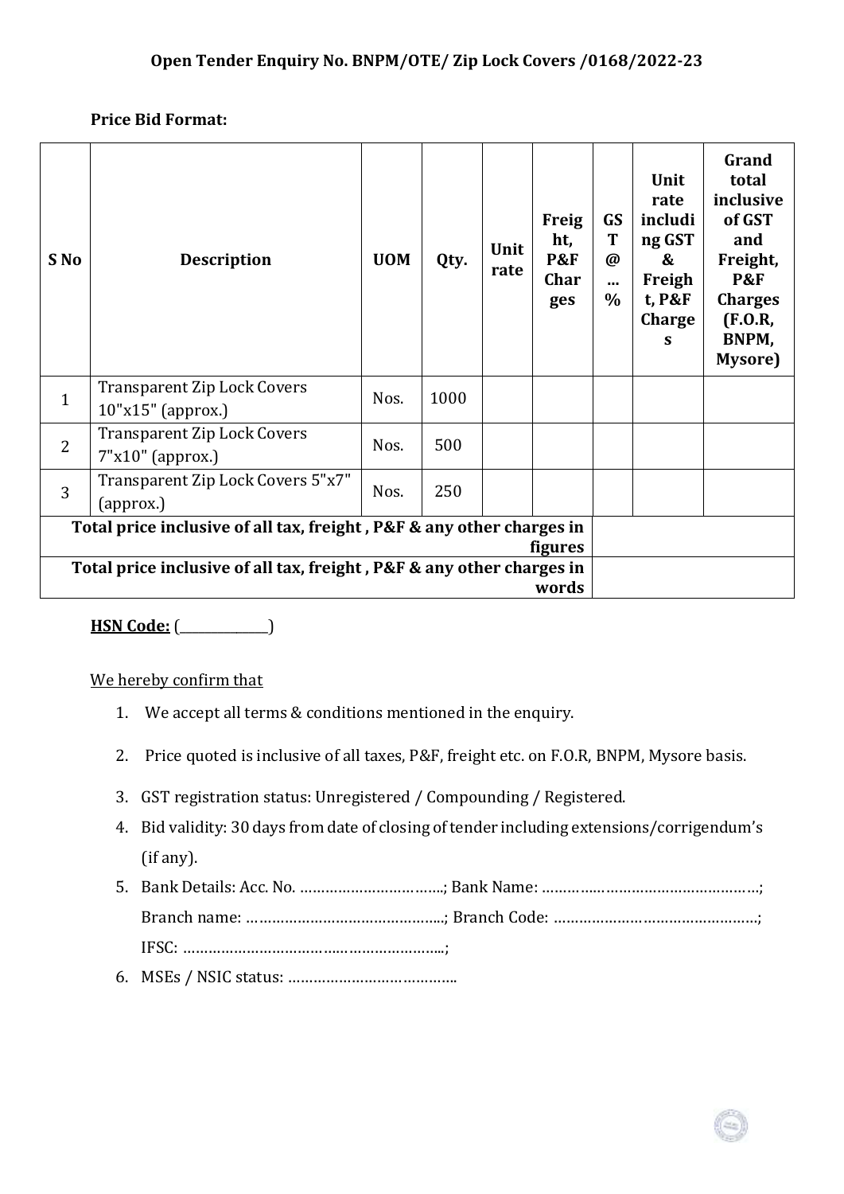**Open Tender Enquiry No. BNPM/OTE/ Zip Lock Covers /0168/2022-23**

**Price Bid Format:**

| S No | Description | UOM | Qty. | Unit rate | Freight, P&F Charges | GST @ ... % | Unit rate including GST & Freight, P&F Charges | Grand total inclusive of GST and Freight, P&F Charges (F.O.R, BNPM, Mysore) |
|---|---|---|---|---|---|---|---|---|
| 1 | Transparent Zip Lock Covers 10"x15" (approx.) | Nos. | 1000 | | | | | |
| 2 | Transparent Zip Lock Covers 7"x10" (approx.) | Nos. | 500 | | | | | |
| 3 | Transparent Zip Lock Covers 5"x7" (approx.) | Nos. | 250 | | | | | |
| **Total price inclusive of all tax, freight , P&F & any other charges in figures** | | | | | | | | |
| **Total price inclusive of all tax, freight , P&F & any other charges in words** | | | | | | | | |

**HSN Code:** (_____________)

We hereby confirm that

1. We accept all terms & conditions mentioned in the enquiry.
2. Price quoted is inclusive of all taxes, P&F, freight etc. on F.O.R, BNPM, Mysore basis.
3. GST registration status: Unregistered / Compounding / Registered.
4. Bid validity: 30 days from date of closing of tender including extensions/corrigendum's (if any).
5. Bank Details: Acc. No. ……………………………..; Bank Name: ……………………………………………; Branch name: ………………………………………..; Branch Code: ………………………………………….; IFSC: ……………………………………………………..;
6. MSEs / NSIC status: …………………………………..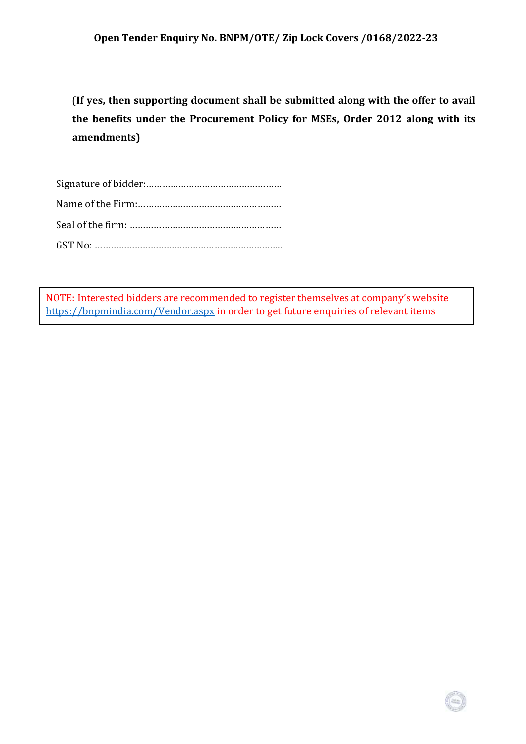**(If yes, then supporting document shall be submitted along with the offer to avail the benefits under the Procurement Policy for MSEs, Order 2012 along with its amendments)**

Signature of bidder:……………………………………………

Name of the Firm:………………………………………………

Seal of the firm: …………………………………………………

GST No: ……………………………………………………………..

NOTE: Interested bidders are recommended to register themselves at company's website https://bnpmindia.com/Vendor.aspx in order to get future enquiries of relevant items